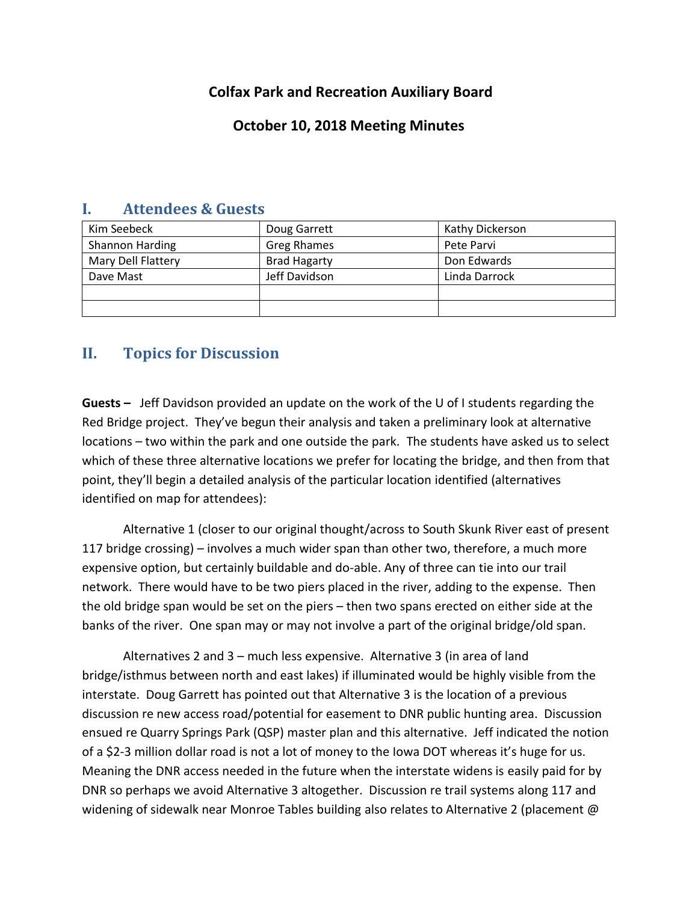# Colfax Park and Recreation Auxiliary Board

## October 10, 2018 Meeting Minutes

## I. Attendees & Guests

| | | |
|---|---|---|
| Kim Seebeck | Doug Garrett | Kathy Dickerson |
| Shannon Harding | Greg Rhames | Pete Parvi |
| Mary Dell Flattery | Brad Hagarty | Don Edwards |
| Dave Mast | Jeff Davidson | Linda Darrock |
| | | |
| | | |

## II. Topics for Discussion

**Guests –** Jeff Davidson provided an update on the work of the U of I students regarding the Red Bridge project. They've begun their analysis and taken a preliminary look at alternative locations – two within the park and one outside the park. The students have asked us to select which of these three alternative locations we prefer for locating the bridge, and then from that point, they'll begin a detailed analysis of the particular location identified (alternatives identified on map for attendees):

Alternative 1 (closer to our original thought/across to South Skunk River east of present 117 bridge crossing) – involves a much wider span than other two, therefore, a much more expensive option, but certainly buildable and do-able. Any of three can tie into our trail network. There would have to be two piers placed in the river, adding to the expense. Then the old bridge span would be set on the piers – then two spans erected on either side at the banks of the river. One span may or may not involve a part of the original bridge/old span.

Alternatives 2 and 3 – much less expensive. Alternative 3 (in area of land bridge/isthmus between north and east lakes) if illuminated would be highly visible from the interstate. Doug Garrett has pointed out that Alternative 3 is the location of a previous discussion re new access road/potential for easement to DNR public hunting area. Discussion ensued re Quarry Springs Park (QSP) master plan and this alternative. Jeff indicated the notion of a $2-3 million dollar road is not a lot of money to the Iowa DOT whereas it's huge for us. Meaning the DNR access needed in the future when the interstate widens is easily paid for by DNR so perhaps we avoid Alternative 3 altogether. Discussion re trail systems along 117 and widening of sidewalk near Monroe Tables building also relates to Alternative 2 (placement @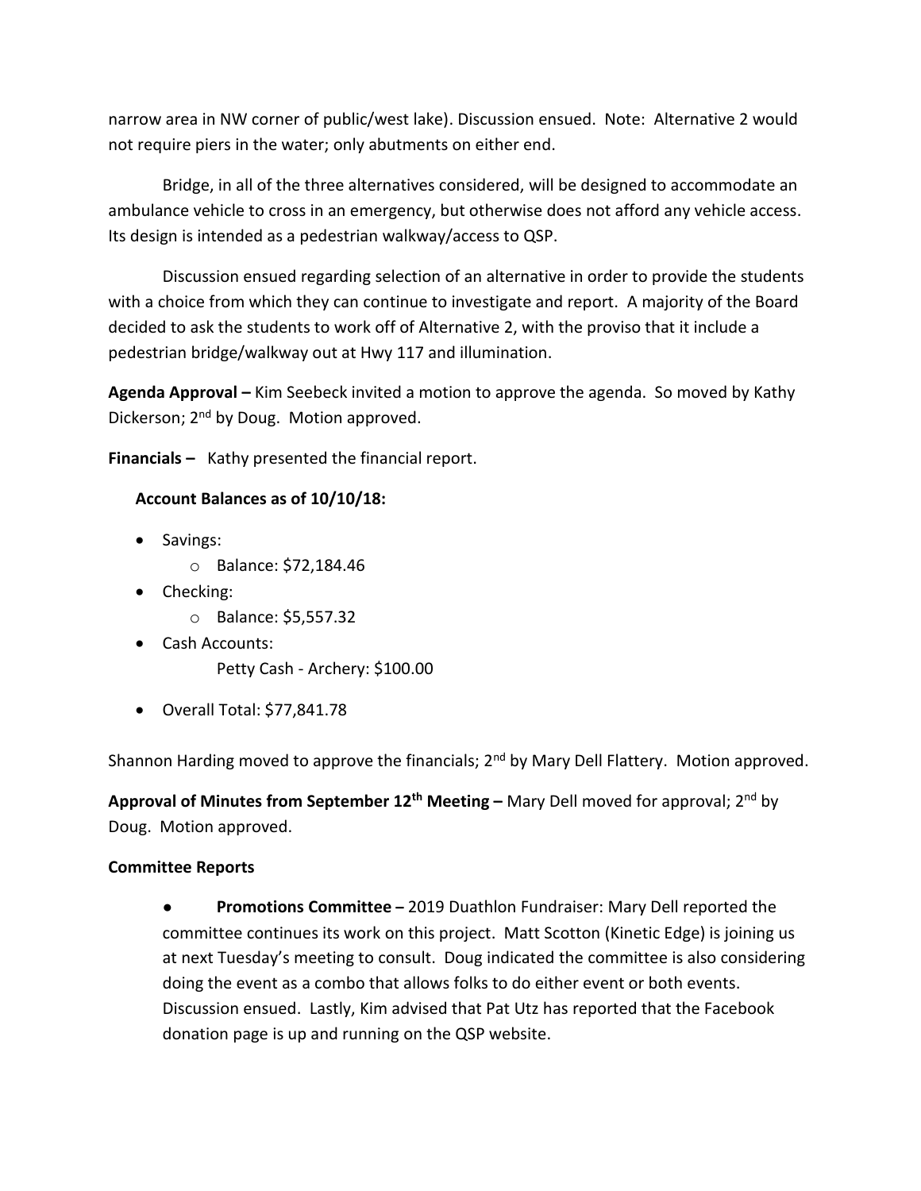narrow area in NW corner of public/west lake). Discussion ensued. Note: Alternative 2 would not require piers in the water; only abutments on either end.

Bridge, in all of the three alternatives considered, will be designed to accommodate an ambulance vehicle to cross in an emergency, but otherwise does not afford any vehicle access. Its design is intended as a pedestrian walkway/access to QSP.

Discussion ensued regarding selection of an alternative in order to provide the students with a choice from which they can continue to investigate and report. A majority of the Board decided to ask the students to work off of Alternative 2, with the proviso that it include a pedestrian bridge/walkway out at Hwy 117 and illumination.

**Agenda Approval –** Kim Seebeck invited a motion to approve the agenda. So moved by Kathy Dickerson; 2nd by Doug. Motion approved.

**Financials –** Kathy presented the financial report.

**Account Balances as of 10/10/18:**

- Savings:
  - Balance: $72,184.46
- Checking:
  - Balance: $5,557.32
- Cash Accounts:
  
  Petty Cash - Archery: $100.00
- Overall Total: $77,841.78

Shannon Harding moved to approve the financials; 2nd by Mary Dell Flattery. Motion approved.

**Approval of Minutes from September 12th Meeting –** Mary Dell moved for approval; 2nd by Doug. Motion approved.

**Committee Reports**

- **Promotions Committee –** 2019 Duathlon Fundraiser: Mary Dell reported the committee continues its work on this project. Matt Scotton (Kinetic Edge) is joining us at next Tuesday's meeting to consult. Doug indicated the committee is also considering doing the event as a combo that allows folks to do either event or both events. Discussion ensued. Lastly, Kim advised that Pat Utz has reported that the Facebook donation page is up and running on the QSP website.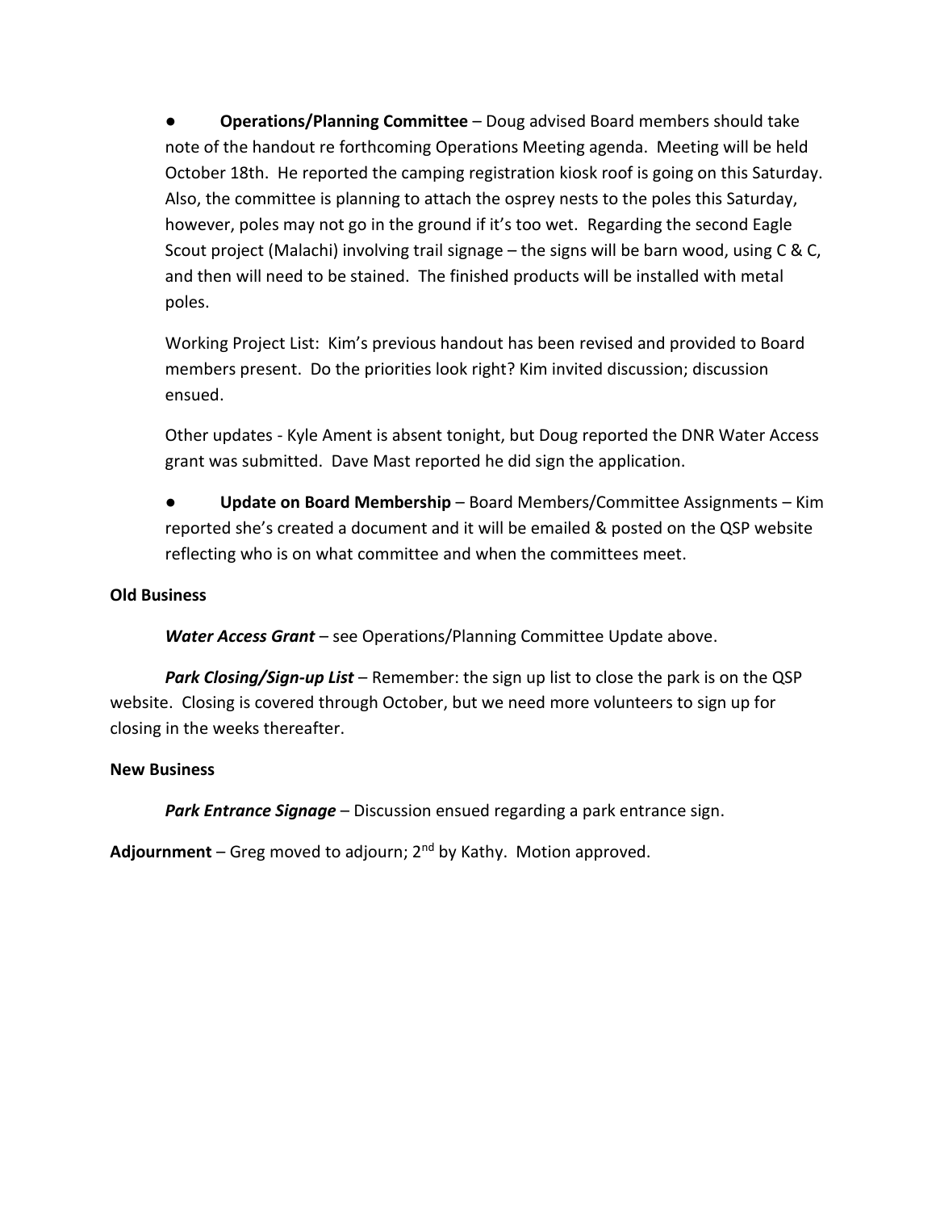- **Operations/Planning Committee** – Doug advised Board members should take note of the handout re forthcoming Operations Meeting agenda. Meeting will be held October 18th. He reported the camping registration kiosk roof is going on this Saturday. Also, the committee is planning to attach the osprey nests to the poles this Saturday, however, poles may not go in the ground if it's too wet. Regarding the second Eagle Scout project (Malachi) involving trail signage – the signs will be barn wood, using C & C, and then will need to be stained. The finished products will be installed with metal poles.

  Working Project List: Kim's previous handout has been revised and provided to Board members present. Do the priorities look right? Kim invited discussion; discussion ensued.

  Other updates - Kyle Ament is absent tonight, but Doug reported the DNR Water Access grant was submitted. Dave Mast reported he did sign the application.

- **Update on Board Membership** – Board Members/Committee Assignments – Kim reported she's created a document and it will be emailed & posted on the QSP website reflecting who is on what committee and when the committees meet.

**Old Business**

***Water Access Grant*** – see Operations/Planning Committee Update above.

***Park Closing/Sign-up List*** – Remember: the sign up list to close the park is on the QSP website. Closing is covered through October, but we need more volunteers to sign up for closing in the weeks thereafter.

**New Business**

***Park Entrance Signage*** – Discussion ensued regarding a park entrance sign.

**Adjournment** – Greg moved to adjourn; 2nd by Kathy. Motion approved.